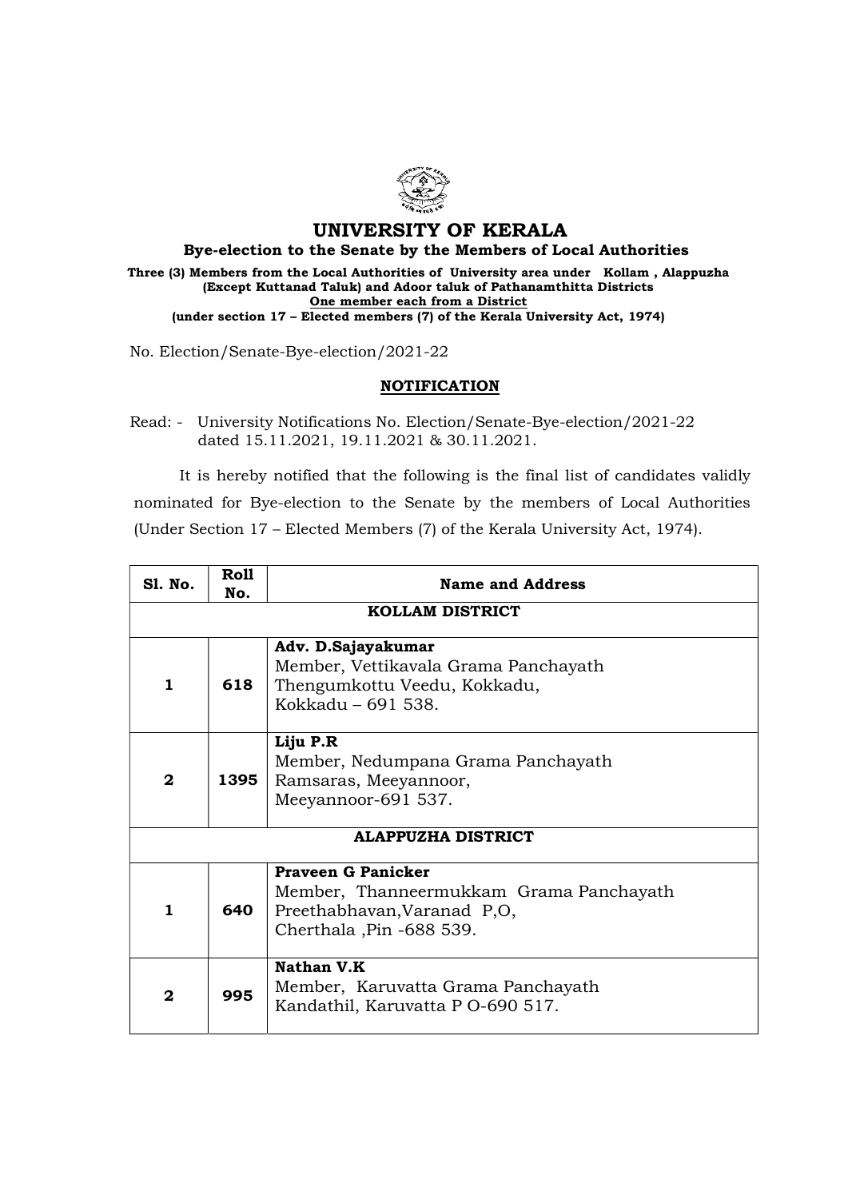# UNIVERSITY OF KERALA

## Bye-election to the Senate by the Members of Local Authorities

**Three (3) Members from the Local Authorities of University area under Kollam , Alappuzha (Except Kuttanad Taluk) and Adoor taluk of Pathanamthitta Districts**
**One member each from a District**
**(under section 17 – Elected members (7) of the Kerala University Act, 1974)**

No. Election/Senate-Bye-election/2021-22

### NOTIFICATION

Read: - University Notifications No. Election/Senate-Bye-election/2021-22 dated 15.11.2021, 19.11.2021 & 30.11.2021.

It is hereby notified that the following is the final list of candidates validly nominated for Bye-election to the Senate by the members of Local Authorities (Under Section 17 – Elected Members (7) of the Kerala University Act, 1974).

| Sl. No. | Roll No. | Name and Address |
|---|---|---|
| | | **KOLLAM DISTRICT** |
| **1** | **618** | **Adv. D.Sajayakumar**<br>Member, Vettikavala Grama Panchayath<br>Thengumkottu Veedu, Kokkadu,<br>Kokkadu – 691 538. |
| **2** | **1395** | **Liju P.R**<br>Member, Nedumpana Grama Panchayath<br>Ramsaras, Meeyannoor,<br>Meeyannoor-691 537. |
| | | **ALAPPUZHA DISTRICT** |
| **1** | **640** | **Praveen G Panicker**<br>Member, Thanneermukkam Grama Panchayath<br>Preethabhavan,Varanad P,O,<br>Cherthala ,Pin -688 539. |
| **2** | **995** | **Nathan V.K**<br>Member, Karuvatta Grama Panchayath<br>Kandathil, Karuvatta P O-690 517. |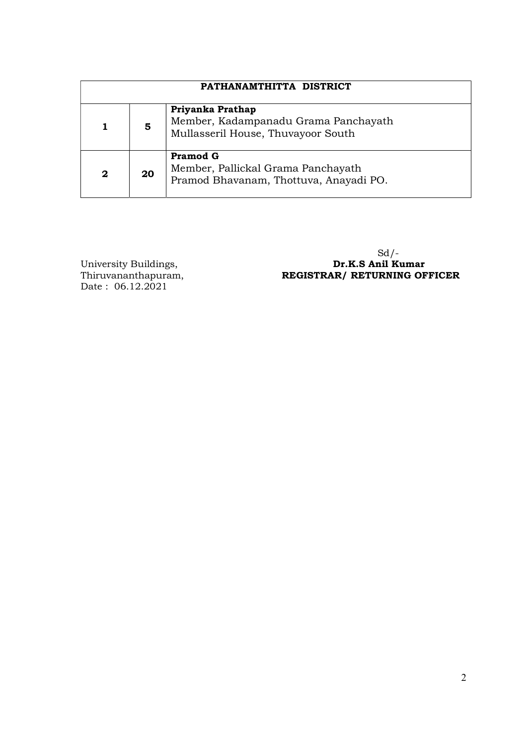| PATHANAMTHITTA DISTRICT | | |
|---|---|---|
| **1** | **5** | **Priyanka Prathap**<br>Member, Kadampanadu Grama Panchayath<br>Mullasseril House, Thuvayoor South |
| **2** | **20** | **Pramod G**<br>Member, Pallickal Grama Panchayath<br>Pramod Bhavanam, Thottuva, Anayadi PO. |

University Buildings,
Thiruvananthapuram,
Date : 06.12.2021

Sd/-
**Dr.K.S Anil Kumar**
**REGISTRAR/ RETURNING OFFICER**